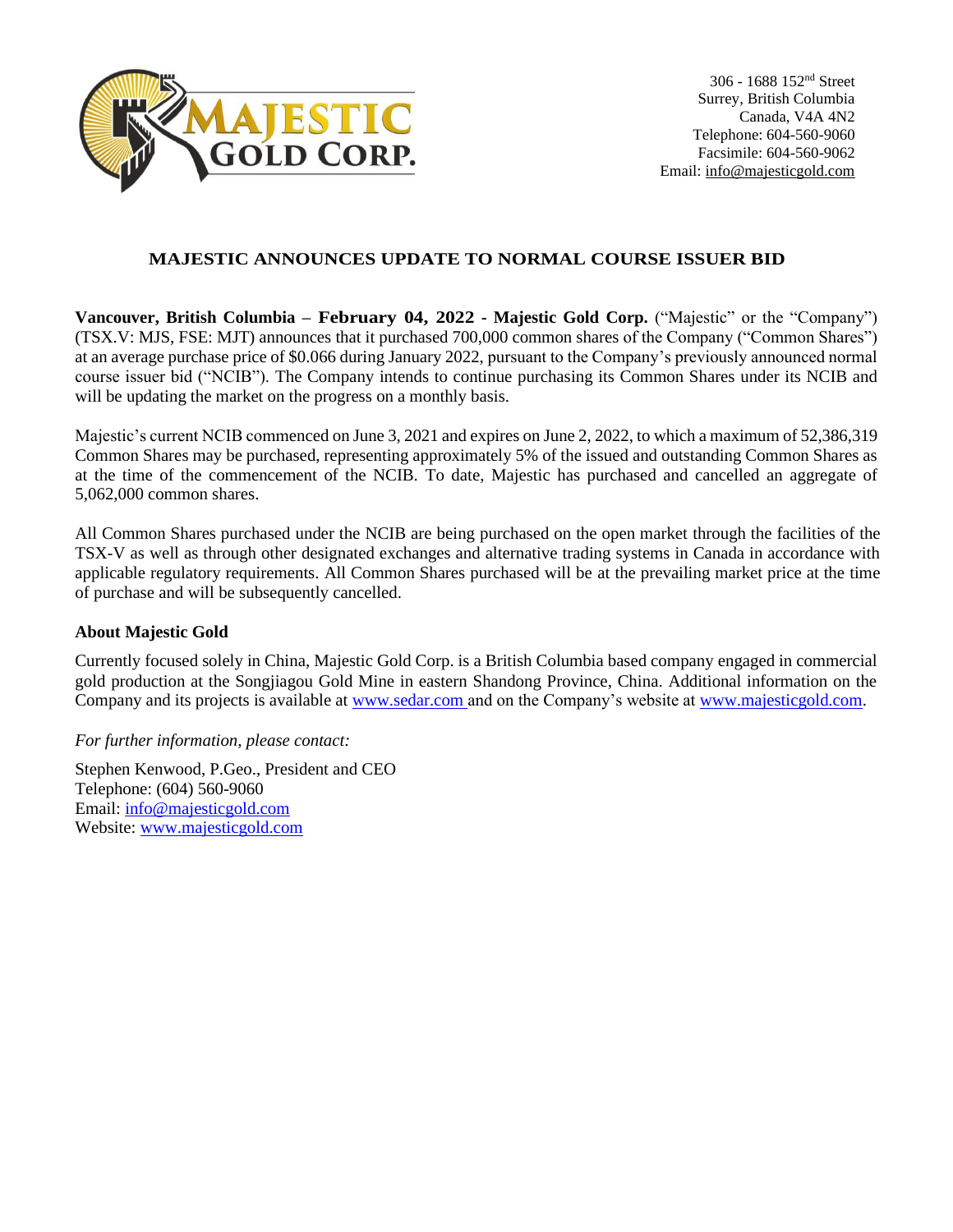306 - 1688 152nd Street
Surrey, British Columbia
Canada, V4A 4N2
Telephone: 604-560-9060
Facsimile: 604-560-9062
Email: info@majesticgold.com

## MAJESTIC ANNOUNCES UPDATE TO NORMAL COURSE ISSUER BID

**Vancouver, British Columbia – February 04, 2022 - Majestic Gold Corp.** ("Majestic" or the "Company") (TSX.V: MJS, FSE: MJT) announces that it purchased 700,000 common shares of the Company ("Common Shares") at an average purchase price of $0.066 during January 2022, pursuant to the Company's previously announced normal course issuer bid ("NCIB"). The Company intends to continue purchasing its Common Shares under its NCIB and will be updating the market on the progress on a monthly basis.

Majestic's current NCIB commenced on June 3, 2021 and expires on June 2, 2022, to which a maximum of 52,386,319 Common Shares may be purchased, representing approximately 5% of the issued and outstanding Common Shares as at the time of the commencement of the NCIB. To date, Majestic has purchased and cancelled an aggregate of 5,062,000 common shares.

All Common Shares purchased under the NCIB are being purchased on the open market through the facilities of the TSX-V as well as through other designated exchanges and alternative trading systems in Canada in accordance with applicable regulatory requirements. All Common Shares purchased will be at the prevailing market price at the time of purchase and will be subsequently cancelled.

**About Majestic Gold**

Currently focused solely in China, Majestic Gold Corp. is a British Columbia based company engaged in commercial gold production at the Songjiagou Gold Mine in eastern Shandong Province, China. Additional information on the Company and its projects is available at www.sedar.com and on the Company's website at www.majesticgold.com.

*For further information, please contact:*

Stephen Kenwood, P.Geo., President and CEO
Telephone: (604) 560-9060
Email: info@majesticgold.com
Website: www.majesticgold.com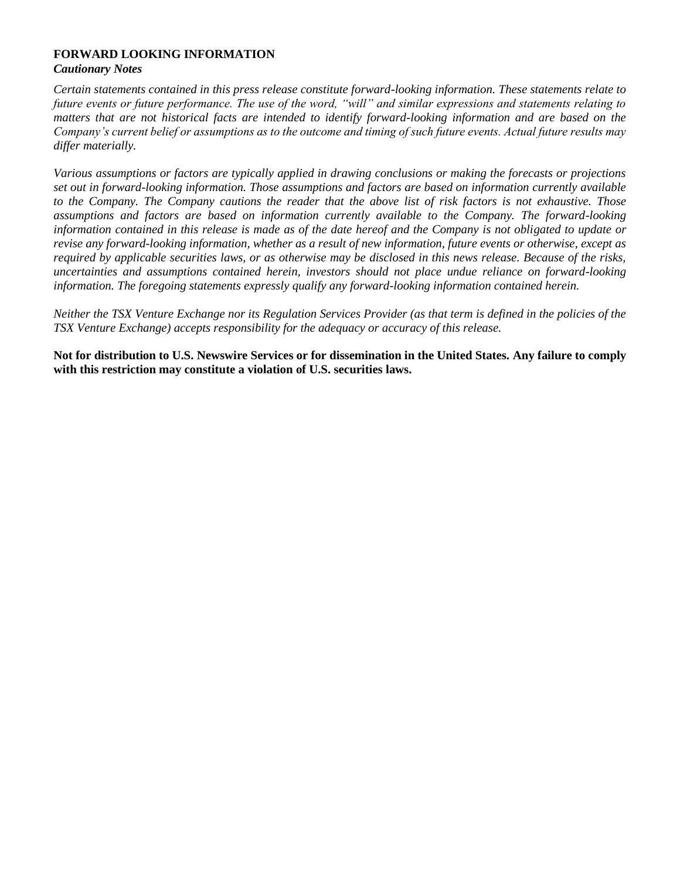**FORWARD LOOKING INFORMATION**
***Cautionary Notes***

*Certain statements contained in this press release constitute forward-looking information. These statements relate to future events or future performance. The use of the word, "will" and similar expressions and statements relating to matters that are not historical facts are intended to identify forward-looking information and are based on the Company's current belief or assumptions as to the outcome and timing of such future events. Actual future results may differ materially.*

*Various assumptions or factors are typically applied in drawing conclusions or making the forecasts or projections set out in forward-looking information. Those assumptions and factors are based on information currently available to the Company. The Company cautions the reader that the above list of risk factors is not exhaustive. Those assumptions and factors are based on information currently available to the Company. The forward-looking information contained in this release is made as of the date hereof and the Company is not obligated to update or revise any forward-looking information, whether as a result of new information, future events or otherwise, except as required by applicable securities laws, or as otherwise may be disclosed in this news release. Because of the risks, uncertainties and assumptions contained herein, investors should not place undue reliance on forward-looking information. The foregoing statements expressly qualify any forward-looking information contained herein.*

*Neither the TSX Venture Exchange nor its Regulation Services Provider (as that term is defined in the policies of the TSX Venture Exchange) accepts responsibility for the adequacy or accuracy of this release.*

**Not for distribution to U.S. Newswire Services or for dissemination in the United States. Any failure to comply with this restriction may constitute a violation of U.S. securities laws.**